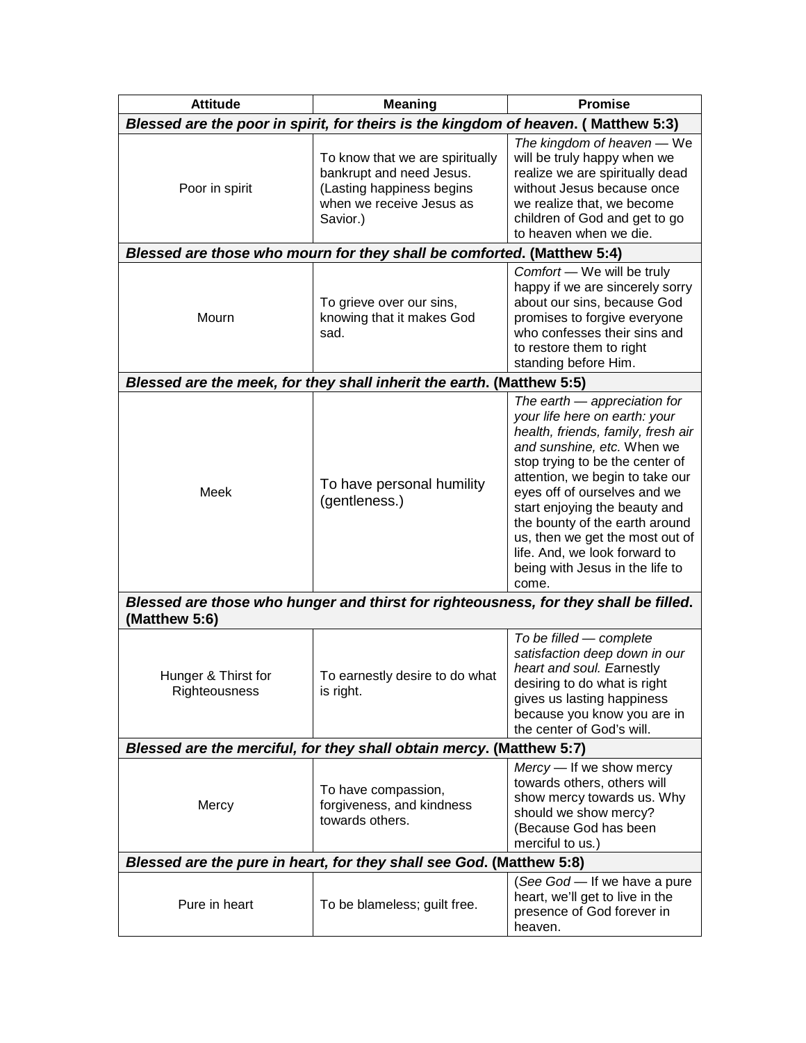| Attitude | Meaning | Promise |
|---|---|---|
| ***Blessed are the poor in spirit, for theirs is the kingdom of heaven*. ( Matthew 5:3)** | | |
| Poor in spirit | To know that we are spiritually bankrupt and need Jesus. (Lasting happiness begins when we receive Jesus as Savior.) | *The kingdom of heaven* — We will be truly happy when we realize we are spiritually dead without Jesus because once we realize that, we become children of God and get to go to heaven when we die. |
| ***Blessed are those who mourn for they shall be comforted*. (Matthew 5:4)** | | |
| Mourn | To grieve over our sins, knowing that it makes God sad. | *Comfort* — We will be truly happy if we are sincerely sorry about our sins, because God promises to forgive everyone who confesses their sins and to restore them to right standing before Him. |
| ***Blessed are the meek, for they shall inherit the earth*. (Matthew 5:5)** | | |
| Meek | To have personal humility (gentleness.) | *The earth — appreciation for your life here on earth: your health, friends, family, fresh air and sunshine, etc.* When we stop trying to be the center of attention, we begin to take our eyes off of ourselves and we start enjoying the beauty and the bounty of the earth around us, then we get the most out of life. And, we look forward to being with Jesus in the life to come. |
| ***Blessed are those who hunger and thirst for righteousness, for they shall be filled*. (Matthew 5:6)** | | |
| Hunger & Thirst for Righteousness | To earnestly desire to do what is right. | *To be filled — complete satisfaction deep down in our heart and soul. E*arnestly desiring to do what is right gives us lasting happiness because you know you are in the center of God's will. |
| ***Blessed are the merciful, for they shall obtain mercy*. (Matthew 5:7)** | | |
| Mercy | To have compassion, forgiveness, and kindness towards others. | *Mercy* — If we show mercy towards others, others will show mercy towards us. Why should we show mercy? (Because God has been merciful to us.) |
| ***Blessed are the pure in heart, for they shall see God*. (Matthew 5:8)** | | |
| Pure in heart | To be blameless; guilt free. | (*See God* — If we have a pure heart, we'll get to live in the presence of God forever in heaven. |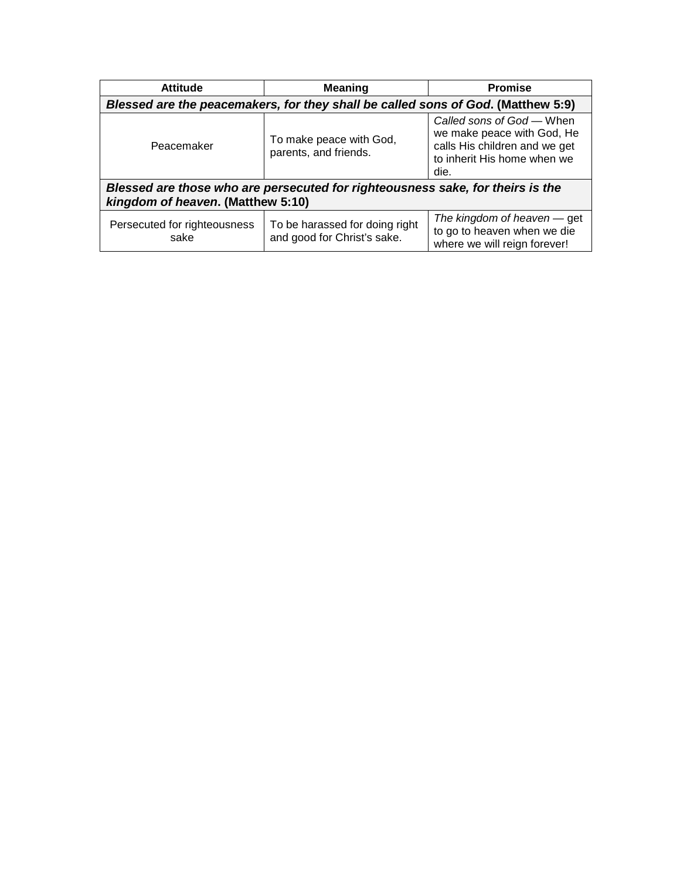| Attitude | Meaning | Promise |
| --- | --- | --- |
| ***Blessed are the peacemakers, for they shall be called sons of God*. (Matthew 5:9)** | | |
| Peacemaker | To make peace with God, parents, and friends. | *Called sons of God* — When we make peace with God, He calls His children and we get to inherit His home when we die. |
| ***Blessed are those who are persecuted for righteousness sake, for theirs is the kingdom of heaven*. (Matthew 5:10)** | | |
| Persecuted for righteousness sake | To be harassed for doing right and good for Christ's sake. | *The kingdom of heaven* — get to go to heaven when we die where we will reign forever! |